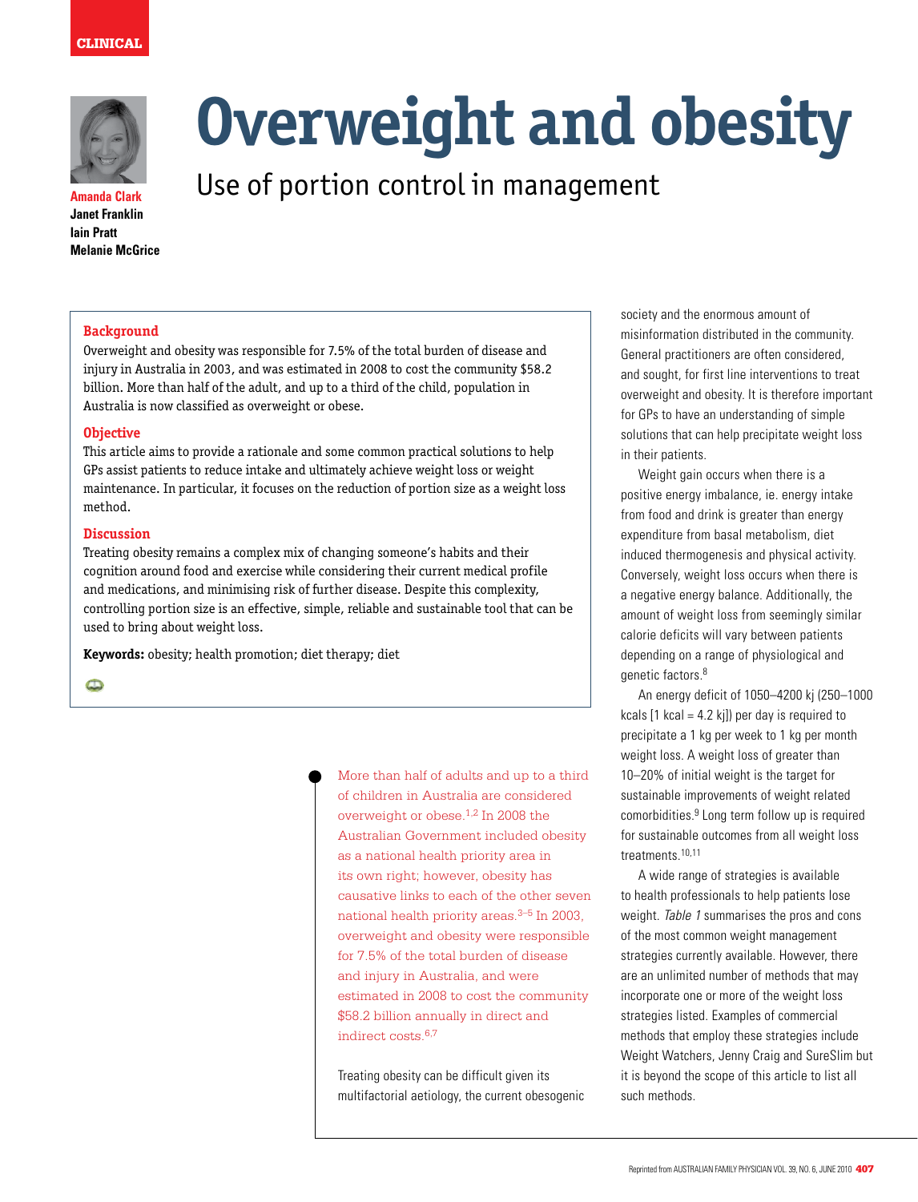CLINICAL

# Overweight and obesity

## Use of portion control in management

**Amanda Clark**
**Janet Franklin**
**Iain Pratt**
**Melanie McGrice**

### Background

Overweight and obesity was responsible for 7.5% of the total burden of disease and injury in Australia in 2003, and was estimated in 2008 to cost the community $58.2 billion. More than half of the adult, and up to a third of the child, population in Australia is now classified as overweight or obese.

### Objective

This article aims to provide a rationale and some common practical solutions to help GPs assist patients to reduce intake and ultimately achieve weight loss or weight maintenance. In particular, it focuses on the reduction of portion size as a weight loss method.

### Discussion

Treating obesity remains a complex mix of changing someone's habits and their cognition around food and exercise while considering their current medical profile and medications, and minimising risk of further disease. Despite this complexity, controlling portion size is an effective, simple, reliable and sustainable tool that can be used to bring about weight loss.

**Keywords:** obesity; health promotion; diet therapy; diet

More than half of adults and up to a third of children in Australia are considered overweight or obese.[1,2] In 2008 the Australian Government included obesity as a national health priority area in its own right; however, obesity has causative links to each of the other seven national health priority areas.[3–5] In 2003, overweight and obesity were responsible for 7.5% of the total burden of disease and injury in Australia, and were estimated in 2008 to cost the community $58.2 billion annually in direct and indirect costs.[6,7]

Treating obesity can be difficult given its multifactorial aetiology, the current obesogenic society and the enormous amount of misinformation distributed in the community. General practitioners are often considered, and sought, for first line interventions to treat overweight and obesity. It is therefore important for GPs to have an understanding of simple solutions that can help precipitate weight loss in their patients.

Weight gain occurs when there is a positive energy imbalance, ie. energy intake from food and drink is greater than energy expenditure from basal metabolism, diet induced thermogenesis and physical activity. Conversely, weight loss occurs when there is a negative energy balance. Additionally, the amount of weight loss from seemingly similar calorie deficits will vary between patients depending on a range of physiological and genetic factors.[8]

An energy deficit of 1050–4200 kj (250–1000 kcals [1 kcal = 4.2 kj]) per day is required to precipitate a 1 kg per week to 1 kg per month weight loss. A weight loss of greater than 10–20% of initial weight is the target for sustainable improvements of weight related comorbidities.[9] Long term follow up is required for sustainable outcomes from all weight loss treatments.[10,11]

A wide range of strategies is available to health professionals to help patients lose weight. *Table 1* summarises the pros and cons of the most common weight management strategies currently available. However, there are an unlimited number of methods that may incorporate one or more of the weight loss strategies listed. Examples of commercial methods that employ these strategies include Weight Watchers, Jenny Craig and SureSlim but it is beyond the scope of this article to list all such methods.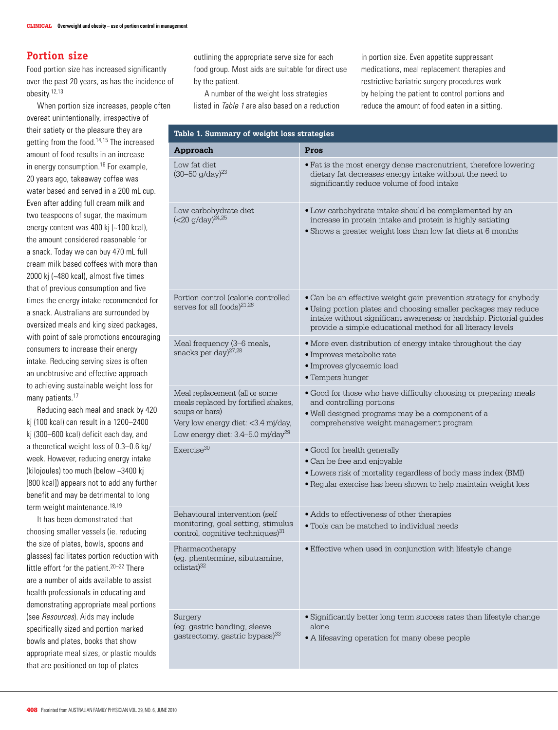## Portion size

Food portion size has increased significantly over the past 20 years, as has the incidence of obesity.[12,13]

When portion size increases, people often overeat unintentionally, irrespective of their satiety or the pleasure they are getting from the food.[14,15] The increased amount of food results in an increase in energy consumption.[16] For example, 20 years ago, takeaway coffee was water based and served in a 200 mL cup. Even after adding full cream milk and two teaspoons of sugar, the maximum energy content was 400 kj (~100 kcal), the amount considered reasonable for a snack. Today we can buy 470 mL full cream milk based coffees with more than 2000 kj (~480 kcal), almost five times that of previous consumption and five times the energy intake recommended for a snack. Australians are surrounded by oversized meals and king sized packages, with point of sale promotions encouraging consumers to increase their energy intake. Reducing serving sizes is often an unobtrusive and effective approach to achieving sustainable weight loss for many patients.[17]

Reducing each meal and snack by 420 kj (100 kcal) can result in a 1200–2400 kj (300–600 kcal) deficit each day, and a theoretical weight loss of 0.3–0.6 kg/week. However, reducing energy intake (kilojoules) too much (below ~3400 kj [800 kcal]) appears not to add any further benefit and may be detrimental to long term weight maintenance.[18,19]

It has been demonstrated that choosing smaller vessels (ie. reducing the size of plates, bowls, spoons and glasses) facilitates portion reduction with little effort for the patient.[20–22] There are a number of aids available to assist health professionals in educating and demonstrating appropriate meal portions (see *Resources*). Aids may include specifically sized and portion marked bowls and plates, books that show appropriate meal sizes, or plastic moulds that are positioned on top of plates outlining the appropriate serve size for each food group. Most aids are suitable for direct use by the patient.

A number of the weight loss strategies listed in *Table 1* are also based on a reduction in portion size. Even appetite suppressant medications, meal replacement therapies and restrictive bariatric surgery procedures work by helping the patient to control portions and reduce the amount of food eaten in a sitting.

**Table 1. Summary of weight loss strategies**

| Approach | Pros |
|---|---|
| Low fat diet (30–50 g/day)[23] | • Fat is the most energy dense macronutrient, therefore lowering dietary fat decreases energy intake without the need to significantly reduce volume of food intake |
| Low carbohydrate diet (<20 g/day)[24,25] | • Low carbohydrate intake should be complemented by an increase in protein intake and protein is highly satiating<br>• Shows a greater weight loss than low fat diets at 6 months |
| Portion control (calorie controlled serves for all foods)[21,26] | • Can be an effective weight gain prevention strategy for anybody<br>• Using portion plates and choosing smaller packages may reduce intake without significant awareness or hardship. Pictorial guides provide a simple educational method for all literacy levels |
| Meal frequency (3–6 meals, snacks per day)[27,28] | • More even distribution of energy intake throughout the day<br>• Improves metabolic rate<br>• Improves glycaemic load<br>• Tempers hunger |
| Meal replacement (all or some meals replaced by fortified shakes, soups or bars)<br>Very low energy diet: <3.4 mj/day,<br>Low energy diet: 3.4–5.0 mj/day[29] | • Good for those who have difficulty choosing or preparing meals and controlling portions<br>• Well designed programs may be a component of a comprehensive weight management program |
| Exercise[30] | • Good for health generally<br>• Can be free and enjoyable<br>• Lowers risk of mortality regardless of body mass index (BMI)<br>• Regular exercise has been shown to help maintain weight loss |
| Behavioural intervention (self monitoring, goal setting, stimulus control, cognitive techniques)[31] | • Adds to effectiveness of other therapies<br>• Tools can be matched to individual needs |
| Pharmacotherapy (eg. phentermine, sibutramine, orlistat)[32] | • Effective when used in conjunction with lifestyle change |
| Surgery (eg. gastric banding, sleeve gastrectomy, gastric bypass)[33] | • Significantly better long term success rates than lifestyle change alone<br>• A lifesaving operation for many obese people |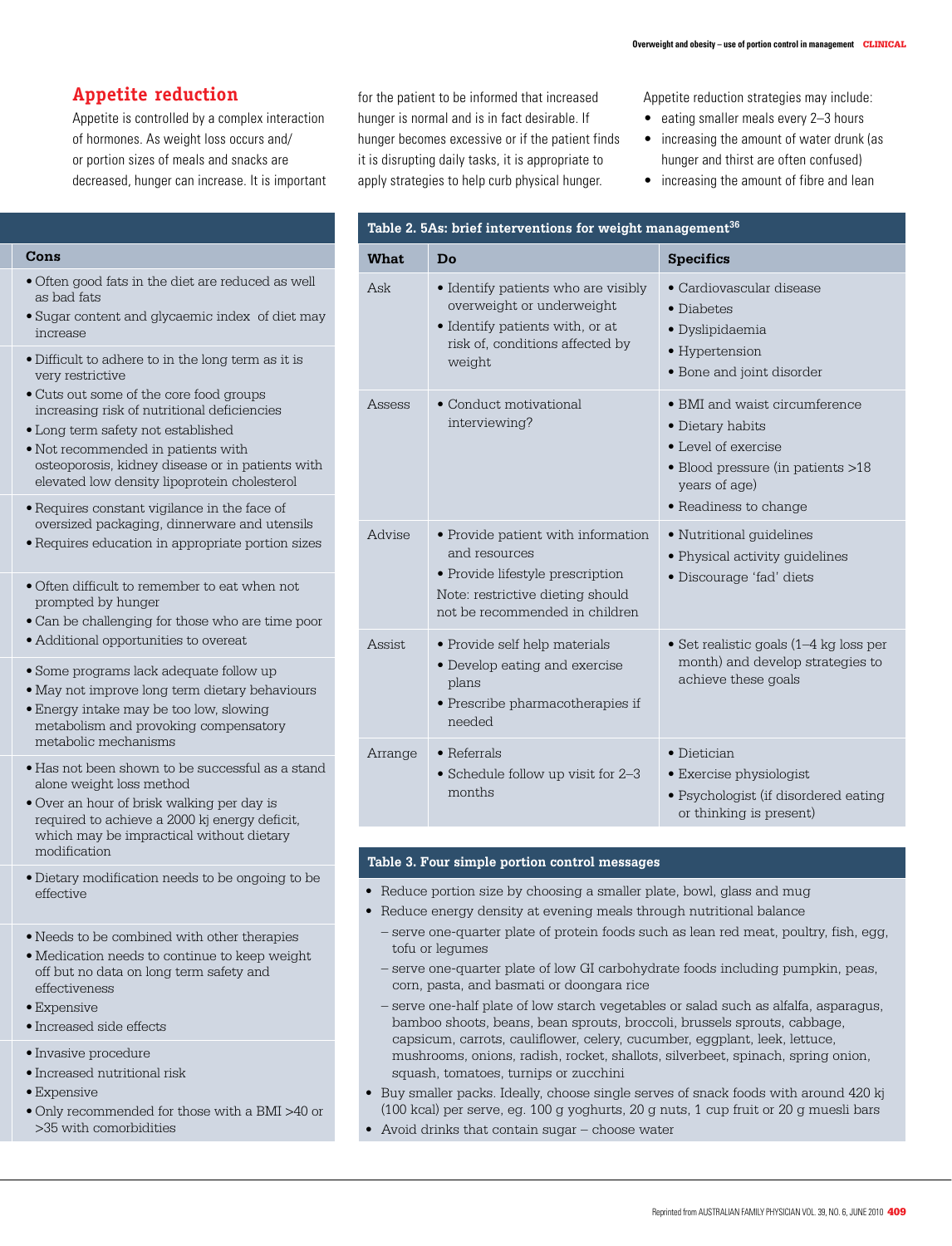## Appetite reduction

Appetite is controlled by a complex interaction of hormones. As weight loss occurs and/or portion sizes of meals and snacks are decreased, hunger can increase. It is important for the patient to be informed that increased hunger is normal and is in fact desirable. If hunger becomes excessive or if the patient finds it is disrupting daily tasks, it is appropriate to apply strategies to help curb physical hunger.

Appetite reduction strategies may include:

- eating smaller meals every 2–3 hours
- increasing the amount of water drunk (as hunger and thirst are often confused)
- increasing the amount of fibre and lean

| Cons |
|---|
| • Often good fats in the diet are reduced as well as bad fats<br>• Sugar content and glycaemic index of diet may increase |
| • Difficult to adhere to in the long term as it is very restrictive<br>• Cuts out some of the core food groups increasing risk of nutritional deficiencies<br>• Long term safety not established<br>• Not recommended in patients with osteoporosis, kidney disease or in patients with elevated low density lipoprotein cholesterol |
| • Requires constant vigilance in the face of oversized packaging, dinnerware and utensils<br>• Requires education in appropriate portion sizes |
| • Often difficult to remember to eat when not prompted by hunger<br>• Can be challenging for those who are time poor<br>• Additional opportunities to overeat |
| • Some programs lack adequate follow up<br>• May not improve long term dietary behaviours<br>• Energy intake may be too low, slowing metabolism and provoking compensatory metabolic mechanisms |
| • Has not been shown to be successful as a stand alone weight loss method<br>• Over an hour of brisk walking per day is required to achieve a 2000 kj energy deficit, which may be impractical without dietary modification |
| • Dietary modification needs to be ongoing to be effective |
| • Needs to be combined with other therapies<br>• Medication needs to continue to keep weight off but no data on long term safety and effectiveness<br>• Expensive<br>• Increased side effects |
| • Invasive procedure<br>• Increased nutritional risk<br>• Expensive<br>• Only recommended for those with a BMI >40 or >35 with comorbidities |

**Table 2. 5As: brief interventions for weight management[36]**

| What | Do | Specifics |
|---|---|---|
| Ask | • Identify patients who are visibly overweight or underweight<br>• Identify patients with, or at risk of, conditions affected by weight | • Cardiovascular disease<br>• Diabetes<br>• Dyslipidaemia<br>• Hypertension<br>• Bone and joint disorder |
| Assess | • Conduct motivational interviewing? | • BMI and waist circumference<br>• Dietary habits<br>• Level of exercise<br>• Blood pressure (in patients >18 years of age)<br>• Readiness to change |
| Advise | • Provide patient with information and resources<br>• Provide lifestyle prescription<br>Note: restrictive dieting should not be recommended in children | • Nutritional guidelines<br>• Physical activity guidelines<br>• Discourage 'fad' diets |
| Assist | • Provide self help materials<br>• Develop eating and exercise plans<br>• Prescribe pharmacotherapies if needed | • Set realistic goals (1–4 kg loss per month) and develop strategies to achieve these goals |
| Arrange | • Referrals<br>• Schedule follow up visit for 2–3 months | • Dietician<br>• Exercise physiologist<br>• Psychologist (if disordered eating or thinking is present) |

**Table 3. Four simple portion control messages**

- Reduce portion size by choosing a smaller plate, bowl, glass and mug
- Reduce energy density at evening meals through nutritional balance
  - serve one-quarter plate of protein foods such as lean red meat, poultry, fish, egg, tofu or legumes
  - serve one-quarter plate of low GI carbohydrate foods including pumpkin, peas, corn, pasta, and basmati or doongara rice
  - serve one-half plate of low starch vegetables or salad such as alfalfa, asparagus, bamboo shoots, beans, bean sprouts, broccoli, brussels sprouts, cabbage, capsicum, carrots, cauliflower, celery, cucumber, eggplant, leek, lettuce, mushrooms, onions, radish, rocket, shallots, silverbeet, spinach, spring onion, squash, tomatoes, turnips or zucchini
- Buy smaller packs. Ideally, choose single serves of snack foods with around 420 kj (100 kcal) per serve, eg. 100 g yoghurts, 20 g nuts, 1 cup fruit or 20 g muesli bars
- Avoid drinks that contain sugar – choose water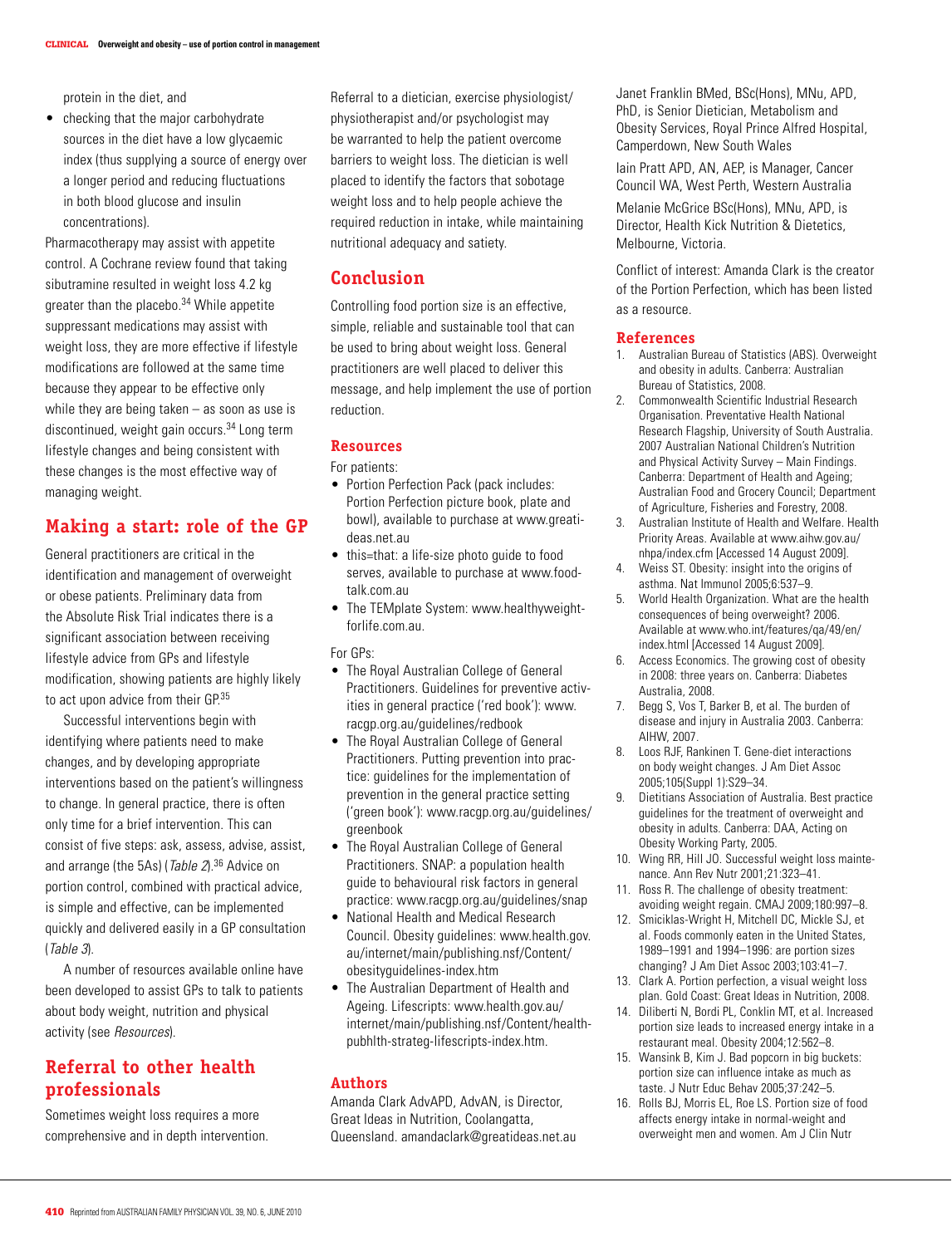protein in the diet, and

- checking that the major carbohydrate sources in the diet have a low glycaemic index (thus supplying a source of energy over a longer period and reducing fluctuations in both blood glucose and insulin concentrations).

Pharmacotherapy may assist with appetite control. A Cochrane review found that taking sibutramine resulted in weight loss 4.2 kg greater than the placebo.[34] While appetite suppressant medications may assist with weight loss, they are more effective if lifestyle modifications are followed at the same time because they appear to be effective only while they are being taken – as soon as use is discontinued, weight gain occurs.[34] Long term lifestyle changes and being consistent with these changes is the most effective way of managing weight.

## Making a start: role of the GP

General practitioners are critical in the identification and management of overweight or obese patients. Preliminary data from the Absolute Risk Trial indicates there is a significant association between receiving lifestyle advice from GPs and lifestyle modification, showing patients are highly likely to act upon advice from their GP.[35]

Successful interventions begin with identifying where patients need to make changes, and by developing appropriate interventions based on the patient's willingness to change. In general practice, there is often only time for a brief intervention. This can consist of five steps: ask, assess, advise, assist, and arrange (the 5As) (*Table 2*).[36] Advice on portion control, combined with practical advice, is simple and effective, can be implemented quickly and delivered easily in a GP consultation (*Table 3*).

A number of resources available online have been developed to assist GPs to talk to patients about body weight, nutrition and physical activity (see *Resources*).

## Referral to other health professionals

Sometimes weight loss requires a more comprehensive and in depth intervention. Referral to a dietician, exercise physiologist/physiotherapist and/or psychologist may be warranted to help the patient overcome barriers to weight loss. The dietician is well placed to identify the factors that sobotage weight loss and to help people achieve the required reduction in intake, while maintaining nutritional adequacy and satiety.

## Conclusion

Controlling food portion size is an effective, simple, reliable and sustainable tool that can be used to bring about weight loss. General practitioners are well placed to deliver this message, and help implement the use of portion reduction.

## Resources

For patients:

- Portion Perfection Pack (pack includes: Portion Perfection picture book, plate and bowl), available to purchase at www.greatideas.net.au
- this=that: a life-size photo guide to food serves, available to purchase at www.foodtalk.com.au
- The TEMplate System: www.healthyweightforlife.com.au.

For GPs:

- The Royal Australian College of General Practitioners. Guidelines for preventive activities in general practice ('red book'): www.racgp.org.au/guidelines/redbook
- The Royal Australian College of General Practitioners. Putting prevention into practice: guidelines for the implementation of prevention in the general practice setting ('green book'): www.racgp.org.au/guidelines/greenbook
- The Royal Australian College of General Practitioners. SNAP: a population health guide to behavioural risk factors in general practice: www.racgp.org.au/guidelines/snap
- National Health and Medical Research Council. Obesity guidelines: www.health.gov.au/internet/main/publishing.nsf/Content/obesityguidelines-index.htm
- The Australian Department of Health and Ageing. Lifescripts: www.health.gov.au/internet/main/publishing.nsf/Content/health-pubhlth-strateg-lifescripts-index.htm.

## Authors

Amanda Clark AdvAPD, AdvAN, is Director, Great Ideas in Nutrition, Coolangatta, Queensland. amandaclark@greatideas.net.au

Janet Franklin BMed, BSc(Hons), MNu, APD, PhD, is Senior Dietician, Metabolism and Obesity Services, Royal Prince Alfred Hospital, Camperdown, New South Wales

Iain Pratt APD, AN, AEP, is Manager, Cancer Council WA, West Perth, Western Australia

Melanie McGrice BSc(Hons), MNu, APD, is Director, Health Kick Nutrition & Dietetics, Melbourne, Victoria.

Conflict of interest: Amanda Clark is the creator of the Portion Perfection, which has been listed as a resource.

## References

1. Australian Bureau of Statistics (ABS). Overweight and obesity in adults. Canberra: Australian Bureau of Statistics, 2008.
2. Commonwealth Scientific Industrial Research Organisation. Preventative Health National Research Flagship, University of South Australia. 2007 Australian National Children's Nutrition and Physical Activity Survey – Main Findings. Canberra: Department of Health and Ageing; Australian Food and Grocery Council; Department of Agriculture, Fisheries and Forestry, 2008.
3. Australian Institute of Health and Welfare. Health Priority Areas. Available at www.aihw.gov.au/nhpa/index.cfm [Accessed 14 August 2009].
4. Weiss ST. Obesity: insight into the origins of asthma. Nat Immunol 2005;6:537–9.
5. World Health Organization. What are the health consequences of being overweight? 2006. Available at www.who.int/features/qa/49/en/index.html [Accessed 14 August 2009].
6. Access Economics. The growing cost of obesity in 2008: three years on. Canberra: Diabetes Australia, 2008.
7. Begg S, Vos T, Barker B, et al. The burden of disease and injury in Australia 2003. Canberra: AIHW, 2007.
8. Loos RJF, Rankinen T. Gene-diet interactions on body weight changes. J Am Diet Assoc 2005;105(Suppl 1):S29–34.
9. Dietitians Association of Australia. Best practice guidelines for the treatment of overweight and obesity in adults. Canberra: DAA, Acting on Obesity Working Party, 2005.
10. Wing RR, Hill JO. Successful weight loss maintenance. Ann Rev Nutr 2001;21:323–41.
11. Ross R. The challenge of obesity treatment: avoiding weight regain. CMAJ 2009;180:997–8.
12. Smiciklas-Wright H, Mitchell DC, Mickle SJ, et al. Foods commonly eaten in the United States, 1989–1991 and 1994–1996: are portion sizes changing? J Am Diet Assoc 2003;103:41–7.
13. Clark A. Portion perfection, a visual weight loss plan. Gold Coast: Great Ideas in Nutrition, 2008.
14. Diliberti N, Bordi PL, Conklin MT, et al. Increased portion size leads to increased energy intake in a restaurant meal. Obesity 2004;12:562–8.
15. Wansink B, Kim J. Bad popcorn in big buckets: portion size can influence intake as much as taste. J Nutr Educ Behav 2005;37:242–5.
16. Rolls BJ, Morris EL, Roe LS. Portion size of food affects energy intake in normal-weight and overweight men and women. Am J Clin Nutr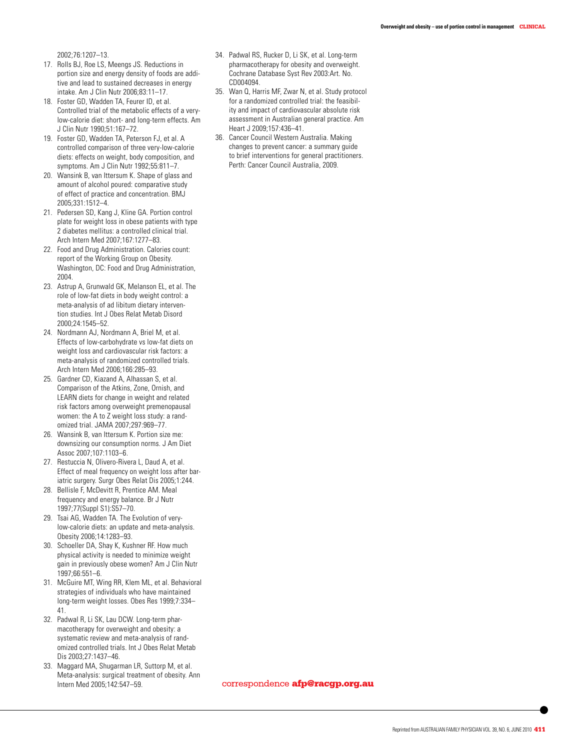2002;76:1207–13.

17. Rolls BJ, Roe LS, Meengs JS. Reductions in portion size and energy density of foods are additive and lead to sustained decreases in energy intake. Am J Clin Nutr 2006;83:11–17.
18. Foster GD, Wadden TA, Feurer ID, et al. Controlled trial of the metabolic effects of a very-low-calorie diet: short- and long-term effects. Am J Clin Nutr 1990;51:167–72.
19. Foster GD, Wadden TA, Peterson FJ, et al. A controlled comparison of three very-low-calorie diets: effects on weight, body composition, and symptoms. Am J Clin Nutr 1992;55:811–7.
20. Wansink B, van Ittersum K. Shape of glass and amount of alcohol poured: comparative study of effect of practice and concentration. BMJ 2005;331:1512–4.
21. Pedersen SD, Kang J, Kline GA. Portion control plate for weight loss in obese patients with type 2 diabetes mellitus: a controlled clinical trial. Arch Intern Med 2007;167:1277–83.
22. Food and Drug Administration. Calories count: report of the Working Group on Obesity. Washington, DC: Food and Drug Administration, 2004.
23. Astrup A, Grunwald GK, Melanson EL, et al. The role of low-fat diets in body weight control: a meta-analysis of ad libitum dietary intervention studies. Int J Obes Relat Metab Disord 2000;24:1545–52.
24. Nordmann AJ, Nordmann A, Briel M, et al. Effects of low-carbohydrate vs low-fat diets on weight loss and cardiovascular risk factors: a meta-analysis of randomized controlled trials. Arch Intern Med 2006;166:285–93.
25. Gardner CD, Kiazand A, Alhassan S, et al. Comparison of the Atkins, Zone, Ornish, and LEARN diets for change in weight and related risk factors among overweight premenopausal women: the A to Z weight loss study: a randomized trial. JAMA 2007;297:969–77.
26. Wansink B, van Ittersum K. Portion size me: downsizing our consumption norms. J Am Diet Assoc 2007;107:1103–6.
27. Restuccia N, Olivero-Rivera L, Daud A, et al. Effect of meal frequency on weight loss after bariatric surgery. Surgr Obes Relat Dis 2005;1:244.
28. Bellisle F, McDevitt R, Prentice AM. Meal frequency and energy balance. Br J Nutr 1997;77(Suppl S1):S57–70.
29. Tsai AG, Wadden TA. The Evolution of very-low-calorie diets: an update and meta-analysis. Obesity 2006;14:1283–93.
30. Schoeller DA, Shay K, Kushner RF. How much physical activity is needed to minimize weight gain in previously obese women? Am J Clin Nutr 1997;66:551–6.
31. McGuire MT, Wing RR, Klem ML, et al. Behavioral strategies of individuals who have maintained long-term weight losses. Obes Res 1999;7:334–41.
32. Padwal R, Li SK, Lau DCW. Long-term pharmacotherapy for overweight and obesity: a systematic review and meta-analysis of randomized controlled trials. Int J Obes Relat Metab Dis 2003;27:1437–46.
33. Maggard MA, Shugarman LR, Suttorp M, et al. Meta-analysis: surgical treatment of obesity. Ann Intern Med 2005;142:547–59.
34. Padwal RS, Rucker D, Li SK, et al. Long-term pharmacotherapy for obesity and overweight. Cochrane Database Syst Rev 2003:Art. No. CD004094.
35. Wan Q, Harris MF, Zwar N, et al. Study protocol for a randomized controlled trial: the feasibility and impact of cardiovascular absolute risk assessment in Australian general practice. Am Heart J 2009;157:436–41.
36. Cancer Council Western Australia. Making changes to prevent cancer: a summary guide to brief interventions for general practitioners. Perth: Cancer Council Australia, 2009.

correspondence **afp@racgp.org.au**